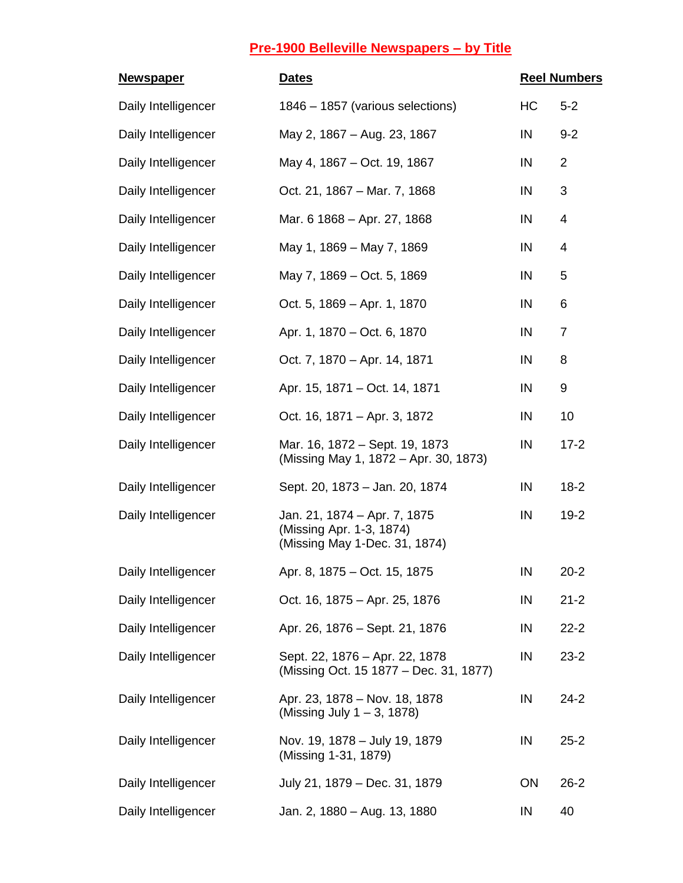# Pre-1900 Belleville Newspapers – by Title

| Newspaper | Dates | Reel Numbers | |
|---|---|---|---|
| Daily Intelligencer | 1846 – 1857 (various selections) | HC | 5-2 |
| Daily Intelligencer | May 2, 1867 – Aug. 23, 1867 | IN | 9-2 |
| Daily Intelligencer | May 4, 1867 – Oct. 19, 1867 | IN | 2 |
| Daily Intelligencer | Oct. 21, 1867 – Mar. 7, 1868 | IN | 3 |
| Daily Intelligencer | Mar. 6 1868 – Apr. 27, 1868 | IN | 4 |
| Daily Intelligencer | May 1, 1869 – May 7, 1869 | IN | 4 |
| Daily Intelligencer | May 7, 1869 – Oct. 5, 1869 | IN | 5 |
| Daily Intelligencer | Oct. 5, 1869 – Apr. 1, 1870 | IN | 6 |
| Daily Intelligencer | Apr. 1, 1870 – Oct. 6, 1870 | IN | 7 |
| Daily Intelligencer | Oct. 7, 1870 – Apr. 14, 1871 | IN | 8 |
| Daily Intelligencer | Apr. 15, 1871 – Oct. 14, 1871 | IN | 9 |
| Daily Intelligencer | Oct. 16, 1871 – Apr. 3, 1872 | IN | 10 |
| Daily Intelligencer | Mar. 16, 1872 – Sept. 19, 1873<br>(Missing May 1, 1872 – Apr. 30, 1873) | IN | 17-2 |
| Daily Intelligencer | Sept. 20, 1873 – Jan. 20, 1874 | IN | 18-2 |
| Daily Intelligencer | Jan. 21, 1874 – Apr. 7, 1875<br>(Missing Apr. 1-3, 1874)<br>(Missing May 1-Dec. 31, 1874) | IN | 19-2 |
| Daily Intelligencer | Apr. 8, 1875 – Oct. 15, 1875 | IN | 20-2 |
| Daily Intelligencer | Oct. 16, 1875 – Apr. 25, 1876 | IN | 21-2 |
| Daily Intelligencer | Apr. 26, 1876 – Sept. 21, 1876 | IN | 22-2 |
| Daily Intelligencer | Sept. 22, 1876 – Apr. 22, 1878<br>(Missing Oct. 15 1877 – Dec. 31, 1877) | IN | 23-2 |
| Daily Intelligencer | Apr. 23, 1878 – Nov. 18, 1878<br>(Missing July 1 – 3, 1878) | IN | 24-2 |
| Daily Intelligencer | Nov. 19, 1878 – July 19, 1879<br>(Missing 1-31, 1879) | IN | 25-2 |
| Daily Intelligencer | July 21, 1879 – Dec. 31, 1879 | ON | 26-2 |
| Daily Intelligencer | Jan. 2, 1880 – Aug. 13, 1880 | IN | 40 |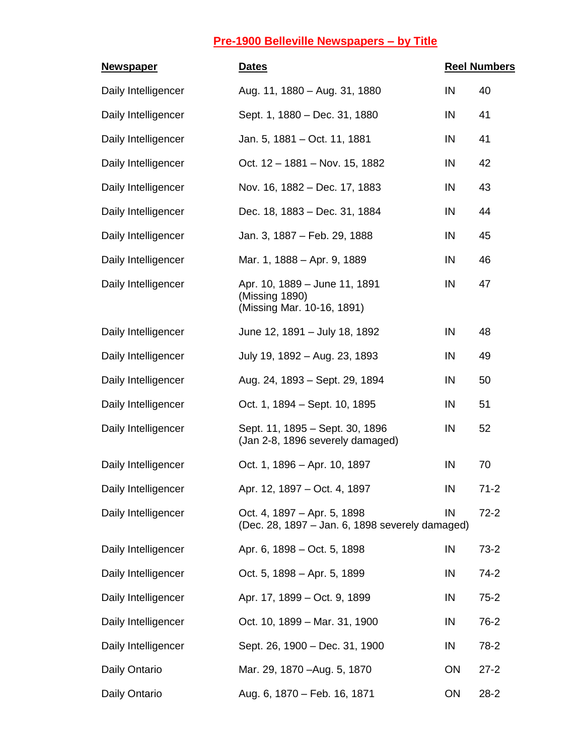## Pre-1900 Belleville Newspapers – by Title

| Newspaper | Dates | Reel Numbers | |
|---|---|---|---|
| Daily Intelligencer | Aug. 11, 1880 – Aug. 31, 1880 | IN | 40 |
| Daily Intelligencer | Sept. 1, 1880 – Dec. 31, 1880 | IN | 41 |
| Daily Intelligencer | Jan. 5, 1881 – Oct. 11, 1881 | IN | 41 |
| Daily Intelligencer | Oct. 12 – 1881 – Nov. 15, 1882 | IN | 42 |
| Daily Intelligencer | Nov. 16, 1882 – Dec. 17, 1883 | IN | 43 |
| Daily Intelligencer | Dec. 18, 1883 – Dec. 31, 1884 | IN | 44 |
| Daily Intelligencer | Jan. 3, 1887 – Feb. 29, 1888 | IN | 45 |
| Daily Intelligencer | Mar. 1, 1888 – Apr. 9, 1889 | IN | 46 |
| Daily Intelligencer | Apr. 10, 1889 – June 11, 1891 (Missing 1890) (Missing Mar. 10-16, 1891) | IN | 47 |
| Daily Intelligencer | June 12, 1891 – July 18, 1892 | IN | 48 |
| Daily Intelligencer | July 19, 1892 – Aug. 23, 1893 | IN | 49 |
| Daily Intelligencer | Aug. 24, 1893 – Sept. 29, 1894 | IN | 50 |
| Daily Intelligencer | Oct. 1, 1894 – Sept. 10, 1895 | IN | 51 |
| Daily Intelligencer | Sept. 11, 1895 – Sept. 30, 1896 (Jan 2-8, 1896 severely damaged) | IN | 52 |
| Daily Intelligencer | Oct. 1, 1896 – Apr. 10, 1897 | IN | 70 |
| Daily Intelligencer | Apr. 12, 1897 – Oct. 4, 1897 | IN | 71-2 |
| Daily Intelligencer | Oct. 4, 1897 – Apr. 5, 1898 (Dec. 28, 1897 – Jan. 6, 1898 severely damaged) | IN | 72-2 |
| Daily Intelligencer | Apr. 6, 1898 – Oct. 5, 1898 | IN | 73-2 |
| Daily Intelligencer | Oct. 5, 1898 – Apr. 5, 1899 | IN | 74-2 |
| Daily Intelligencer | Apr. 17, 1899 – Oct. 9, 1899 | IN | 75-2 |
| Daily Intelligencer | Oct. 10, 1899 – Mar. 31, 1900 | IN | 76-2 |
| Daily Intelligencer | Sept. 26, 1900 – Dec. 31, 1900 | IN | 78-2 |
| Daily Ontario | Mar. 29, 1870 –Aug. 5, 1870 | ON | 27-2 |
| Daily Ontario | Aug. 6, 1870 – Feb. 16, 1871 | ON | 28-2 |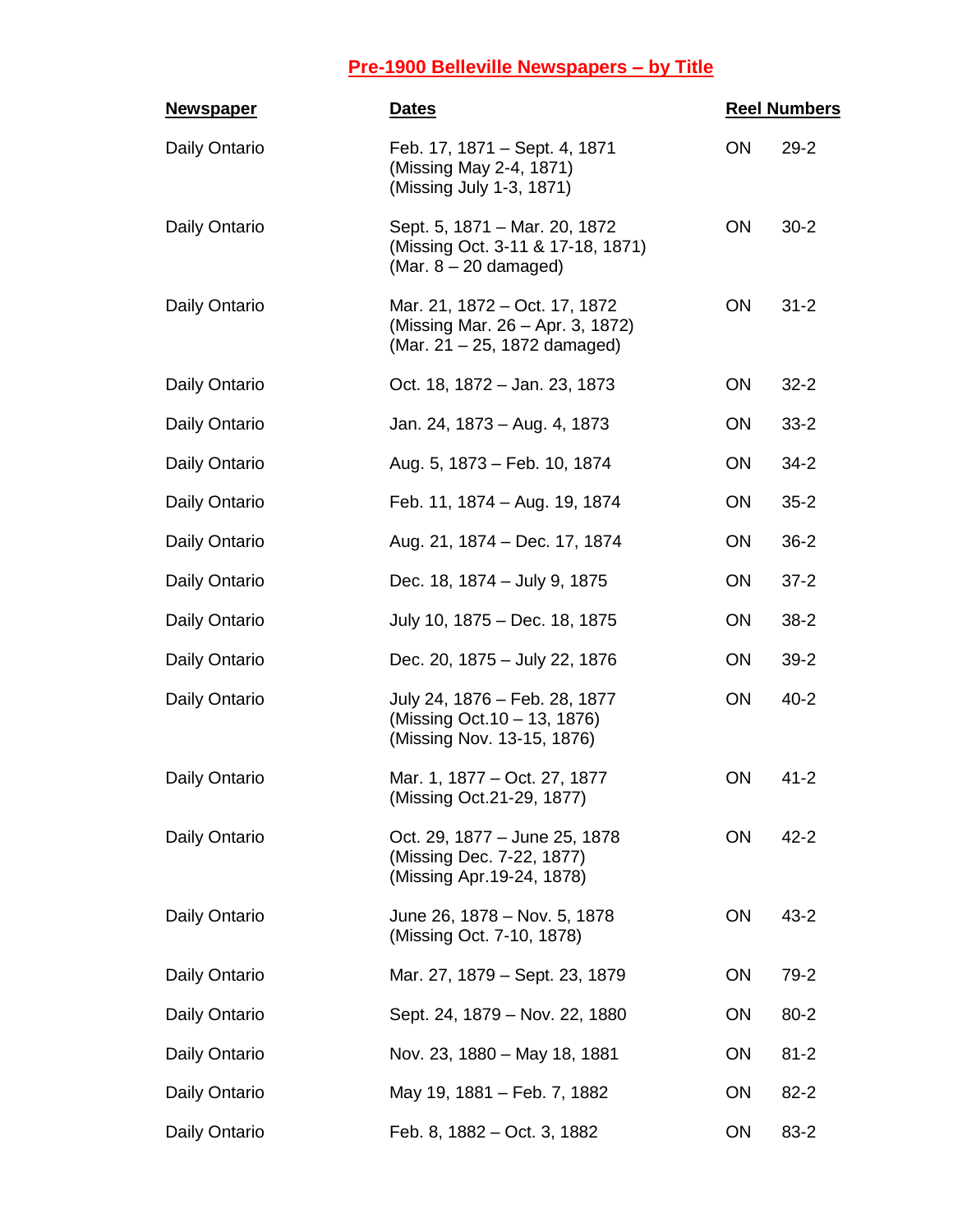## Pre-1900 Belleville Newspapers – by Title

| Newspaper | Dates | Reel Numbers | |
|---|---|---|---|
| Daily Ontario | Feb. 17, 1871 – Sept. 4, 1871<br>(Missing May 2-4, 1871)<br>(Missing July 1-3, 1871) | ON | 29-2 |
| Daily Ontario | Sept. 5, 1871 – Mar. 20, 1872<br>(Missing Oct. 3-11 & 17-18, 1871)<br>(Mar. 8 – 20 damaged) | ON | 30-2 |
| Daily Ontario | Mar. 21, 1872 – Oct. 17, 1872<br>(Missing Mar. 26 – Apr. 3, 1872)<br>(Mar. 21 – 25, 1872 damaged) | ON | 31-2 |
| Daily Ontario | Oct. 18, 1872 – Jan. 23, 1873 | ON | 32-2 |
| Daily Ontario | Jan. 24, 1873 – Aug. 4, 1873 | ON | 33-2 |
| Daily Ontario | Aug. 5, 1873 – Feb. 10, 1874 | ON | 34-2 |
| Daily Ontario | Feb. 11, 1874 – Aug. 19, 1874 | ON | 35-2 |
| Daily Ontario | Aug. 21, 1874 – Dec. 17, 1874 | ON | 36-2 |
| Daily Ontario | Dec. 18, 1874 – July 9, 1875 | ON | 37-2 |
| Daily Ontario | July 10, 1875 – Dec. 18, 1875 | ON | 38-2 |
| Daily Ontario | Dec. 20, 1875 – July 22, 1876 | ON | 39-2 |
| Daily Ontario | July 24, 1876 – Feb. 28, 1877<br>(Missing Oct.10 – 13, 1876)<br>(Missing Nov. 13-15, 1876) | ON | 40-2 |
| Daily Ontario | Mar. 1, 1877 – Oct. 27, 1877<br>(Missing Oct.21-29, 1877) | ON | 41-2 |
| Daily Ontario | Oct. 29, 1877 – June 25, 1878<br>(Missing Dec. 7-22, 1877)<br>(Missing Apr.19-24, 1878) | ON | 42-2 |
| Daily Ontario | June 26, 1878 – Nov. 5, 1878<br>(Missing Oct. 7-10, 1878) | ON | 43-2 |
| Daily Ontario | Mar. 27, 1879 – Sept. 23, 1879 | ON | 79-2 |
| Daily Ontario | Sept. 24, 1879 – Nov. 22, 1880 | ON | 80-2 |
| Daily Ontario | Nov. 23, 1880 – May 18, 1881 | ON | 81-2 |
| Daily Ontario | May 19, 1881 – Feb. 7, 1882 | ON | 82-2 |
| Daily Ontario | Feb. 8, 1882 – Oct. 3, 1882 | ON | 83-2 |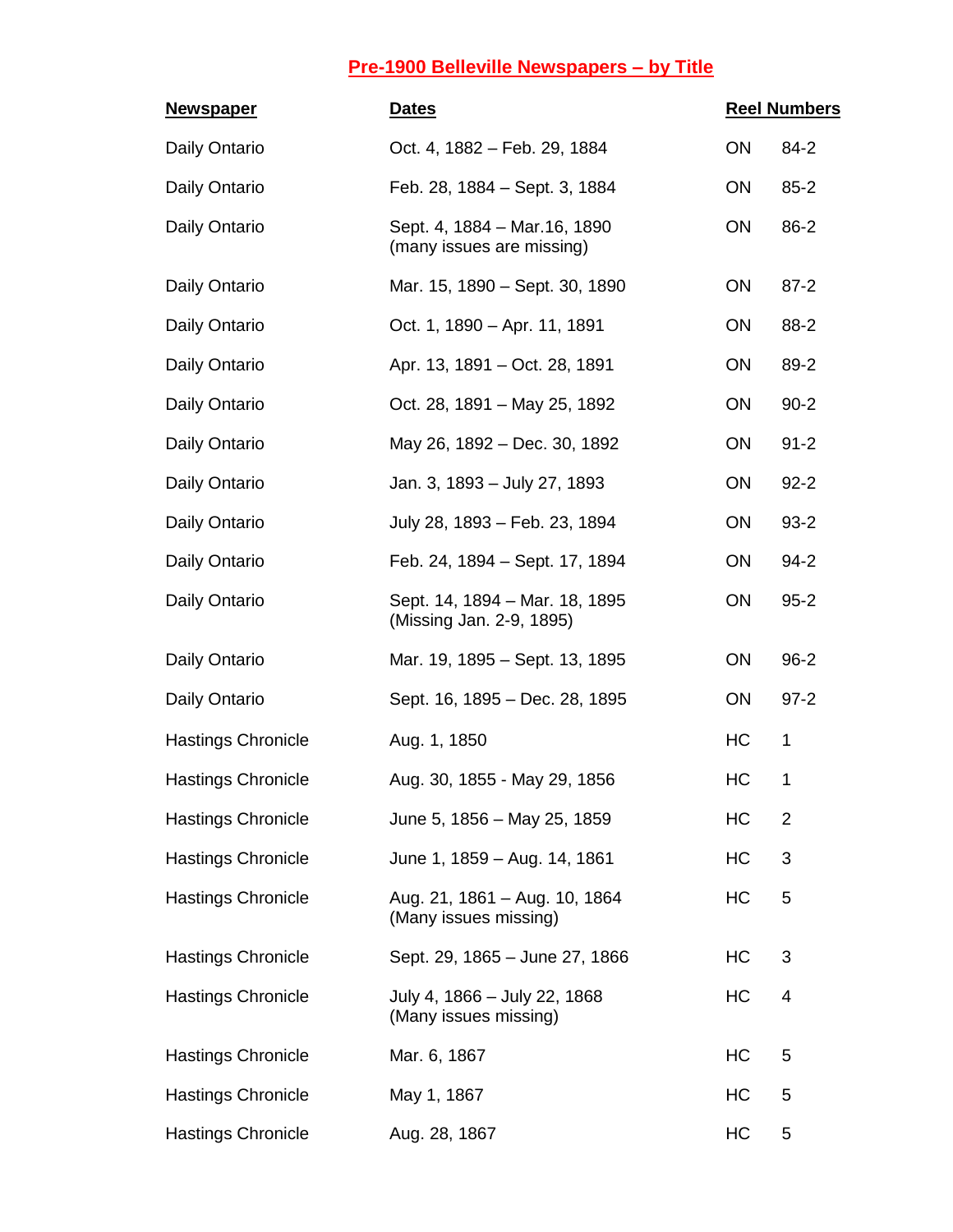## Pre-1900 Belleville Newspapers – by Title

| Newspaper | Dates | Reel Numbers | |
|---|---|---|---|
| Daily Ontario | Oct. 4, 1882 – Feb. 29, 1884 | ON | 84-2 |
| Daily Ontario | Feb. 28, 1884 – Sept. 3, 1884 | ON | 85-2 |
| Daily Ontario | Sept. 4, 1884 – Mar.16, 1890 (many issues are missing) | ON | 86-2 |
| Daily Ontario | Mar. 15, 1890 – Sept. 30, 1890 | ON | 87-2 |
| Daily Ontario | Oct. 1, 1890 – Apr. 11, 1891 | ON | 88-2 |
| Daily Ontario | Apr. 13, 1891 – Oct. 28, 1891 | ON | 89-2 |
| Daily Ontario | Oct. 28, 1891 – May 25, 1892 | ON | 90-2 |
| Daily Ontario | May 26, 1892 – Dec. 30, 1892 | ON | 91-2 |
| Daily Ontario | Jan. 3, 1893 – July 27, 1893 | ON | 92-2 |
| Daily Ontario | July 28, 1893 – Feb. 23, 1894 | ON | 93-2 |
| Daily Ontario | Feb. 24, 1894 – Sept. 17, 1894 | ON | 94-2 |
| Daily Ontario | Sept. 14, 1894 – Mar. 18, 1895 (Missing Jan. 2-9, 1895) | ON | 95-2 |
| Daily Ontario | Mar. 19, 1895 – Sept. 13, 1895 | ON | 96-2 |
| Daily Ontario | Sept. 16, 1895 – Dec. 28, 1895 | ON | 97-2 |
| Hastings Chronicle | Aug. 1, 1850 | HC | 1 |
| Hastings Chronicle | Aug. 30, 1855 - May 29, 1856 | HC | 1 |
| Hastings Chronicle | June 5, 1856 – May 25, 1859 | HC | 2 |
| Hastings Chronicle | June 1, 1859 – Aug. 14, 1861 | HC | 3 |
| Hastings Chronicle | Aug. 21, 1861 – Aug. 10, 1864 (Many issues missing) | HC | 5 |
| Hastings Chronicle | Sept. 29, 1865 – June 27, 1866 | HC | 3 |
| Hastings Chronicle | July 4, 1866 – July 22, 1868 (Many issues missing) | HC | 4 |
| Hastings Chronicle | Mar. 6, 1867 | HC | 5 |
| Hastings Chronicle | May 1, 1867 | HC | 5 |
| Hastings Chronicle | Aug. 28, 1867 | HC | 5 |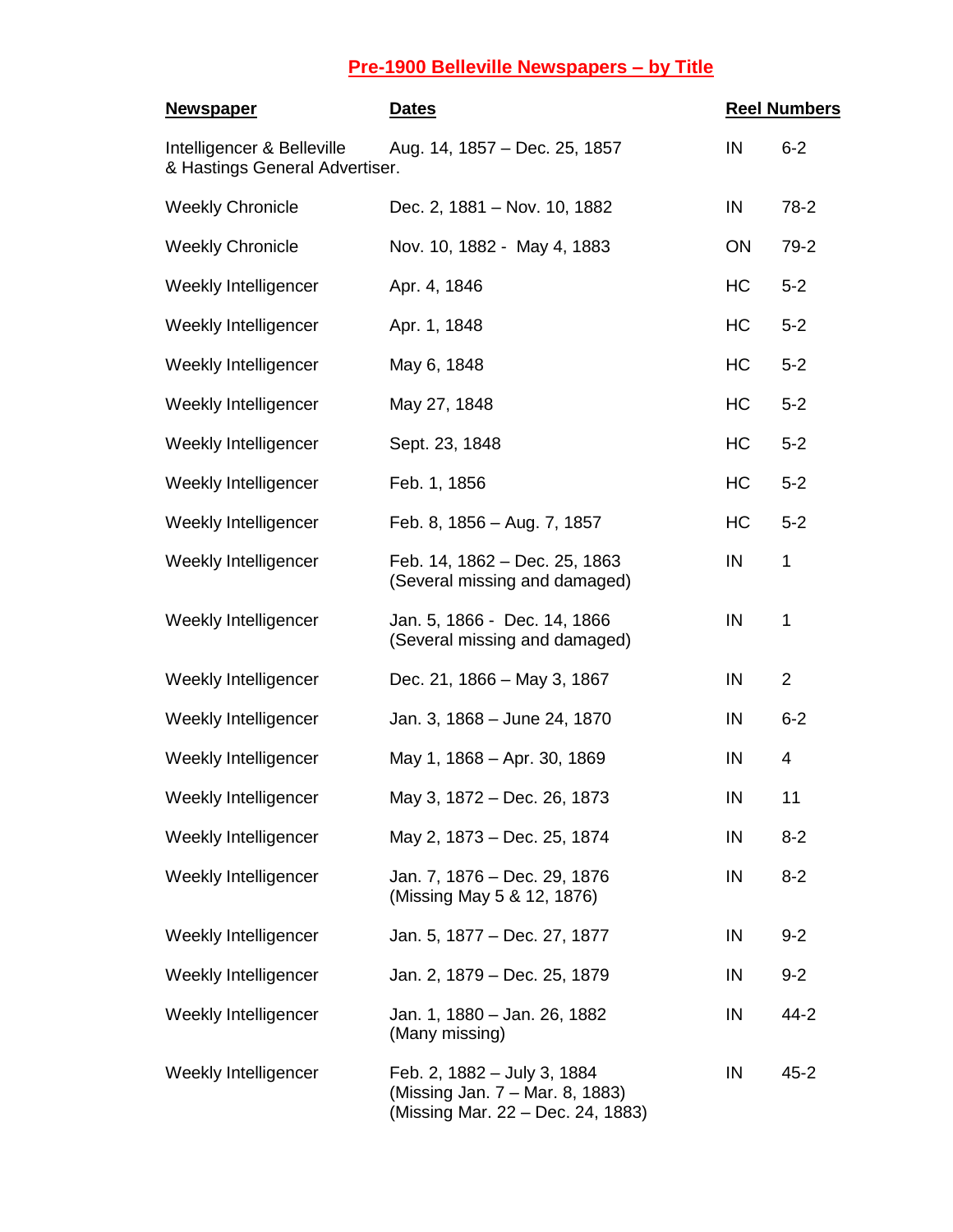## Pre-1900 Belleville Newspapers – by Title

| Newspaper | Dates | Reel Numbers | |
|---|---|---|---|
| Intelligencer & Belleville & Hastings General Advertiser. | Aug. 14, 1857 – Dec. 25, 1857 | IN | 6-2 |
| Weekly Chronicle | Dec. 2, 1881 – Nov. 10, 1882 | IN | 78-2 |
| Weekly Chronicle | Nov. 10, 1882 - May 4, 1883 | ON | 79-2 |
| Weekly Intelligencer | Apr. 4, 1846 | HC | 5-2 |
| Weekly Intelligencer | Apr. 1, 1848 | HC | 5-2 |
| Weekly Intelligencer | May 6, 1848 | HC | 5-2 |
| Weekly Intelligencer | May 27, 1848 | HC | 5-2 |
| Weekly Intelligencer | Sept. 23, 1848 | HC | 5-2 |
| Weekly Intelligencer | Feb. 1, 1856 | HC | 5-2 |
| Weekly Intelligencer | Feb. 8, 1856 – Aug. 7, 1857 | HC | 5-2 |
| Weekly Intelligencer | Feb. 14, 1862 – Dec. 25, 1863 (Several missing and damaged) | IN | 1 |
| Weekly Intelligencer | Jan. 5, 1866 - Dec. 14, 1866 (Several missing and damaged) | IN | 1 |
| Weekly Intelligencer | Dec. 21, 1866 – May 3, 1867 | IN | 2 |
| Weekly Intelligencer | Jan. 3, 1868 – June 24, 1870 | IN | 6-2 |
| Weekly Intelligencer | May 1, 1868 – Apr. 30, 1869 | IN | 4 |
| Weekly Intelligencer | May 3, 1872 – Dec. 26, 1873 | IN | 11 |
| Weekly Intelligencer | May 2, 1873 – Dec. 25, 1874 | IN | 8-2 |
| Weekly Intelligencer | Jan. 7, 1876 – Dec. 29, 1876 (Missing May 5 & 12, 1876) | IN | 8-2 |
| Weekly Intelligencer | Jan. 5, 1877 – Dec. 27, 1877 | IN | 9-2 |
| Weekly Intelligencer | Jan. 2, 1879 – Dec. 25, 1879 | IN | 9-2 |
| Weekly Intelligencer | Jan. 1, 1880 – Jan. 26, 1882 (Many missing) | IN | 44-2 |
| Weekly Intelligencer | Feb. 2, 1882 – July 3, 1884 (Missing Jan. 7 – Mar. 8, 1883) (Missing Mar. 22 – Dec. 24, 1883) | IN | 45-2 |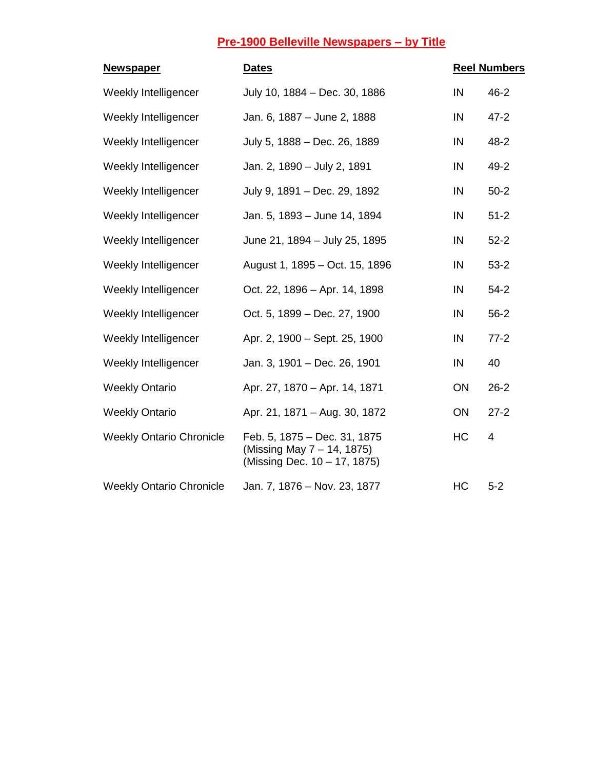## Pre-1900 Belleville Newspapers – by Title

| Newspaper | Dates | Reel Numbers | |
|---|---|---|---|
| Weekly Intelligencer | July 10, 1884 – Dec. 30, 1886 | IN | 46-2 |
| Weekly Intelligencer | Jan. 6, 1887 – June 2, 1888 | IN | 47-2 |
| Weekly Intelligencer | July 5, 1888 – Dec. 26, 1889 | IN | 48-2 |
| Weekly Intelligencer | Jan. 2, 1890 – July 2, 1891 | IN | 49-2 |
| Weekly Intelligencer | July 9, 1891 – Dec. 29, 1892 | IN | 50-2 |
| Weekly Intelligencer | Jan. 5, 1893 – June 14, 1894 | IN | 51-2 |
| Weekly Intelligencer | June 21, 1894 – July 25, 1895 | IN | 52-2 |
| Weekly Intelligencer | August 1, 1895 – Oct. 15, 1896 | IN | 53-2 |
| Weekly Intelligencer | Oct. 22, 1896 – Apr. 14, 1898 | IN | 54-2 |
| Weekly Intelligencer | Oct. 5, 1899 – Dec. 27, 1900 | IN | 56-2 |
| Weekly Intelligencer | Apr. 2, 1900 – Sept. 25, 1900 | IN | 77-2 |
| Weekly Intelligencer | Jan. 3, 1901 – Dec. 26, 1901 | IN | 40 |
| Weekly Ontario | Apr. 27, 1870 – Apr. 14, 1871 | ON | 26-2 |
| Weekly Ontario | Apr. 21, 1871 – Aug. 30, 1872 | ON | 27-2 |
| Weekly Ontario Chronicle | Feb. 5, 1875 – Dec. 31, 1875 (Missing May 7 – 14, 1875) (Missing Dec. 10 – 17, 1875) | HC | 4 |
| Weekly Ontario Chronicle | Jan. 7, 1876 – Nov. 23, 1877 | HC | 5-2 |